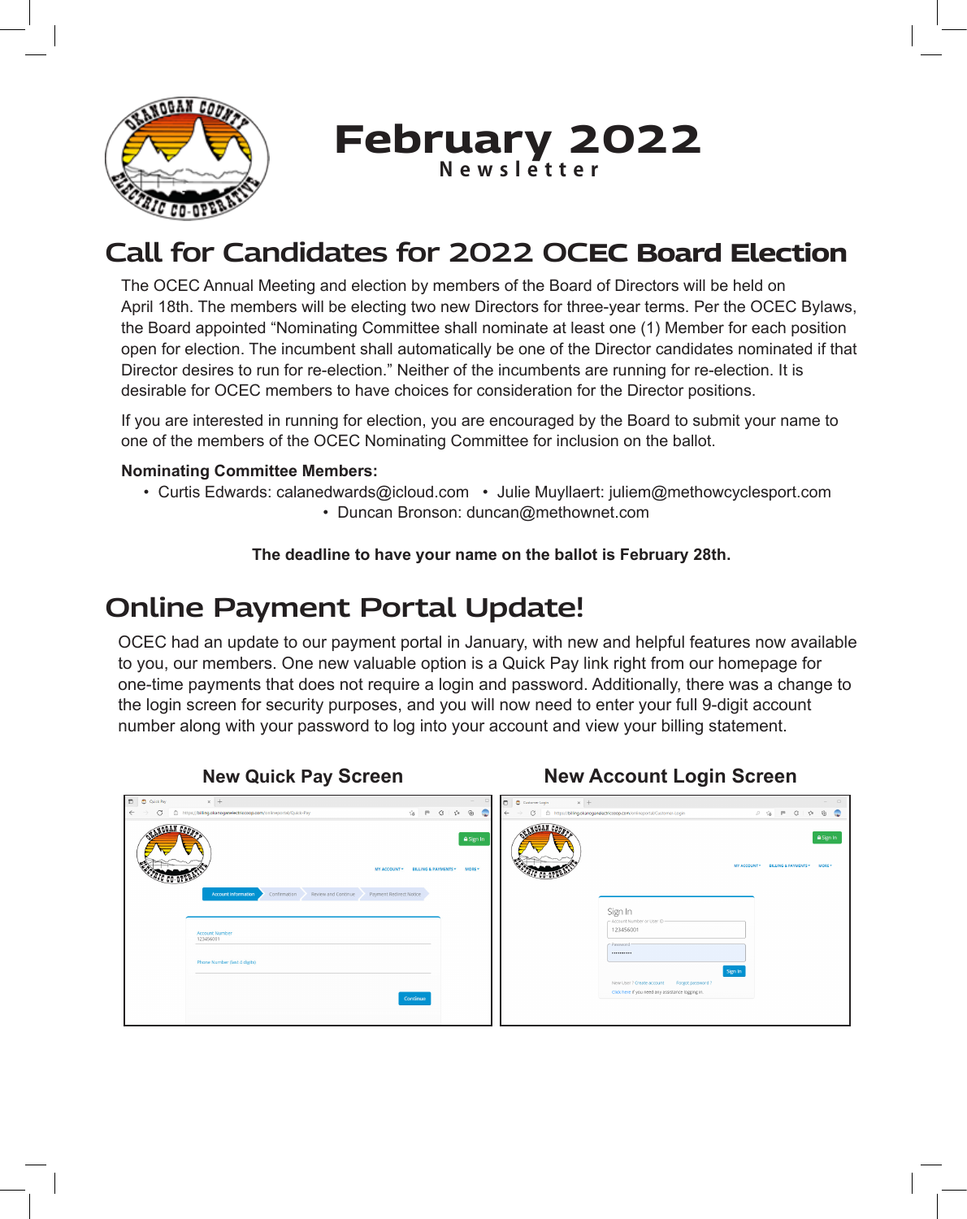# February 2022
**Newsletter**

## Call for Candidates for 2022 OCEC Board Election

The OCEC Annual Meeting and election by members of the Board of Directors will be held on April 18th. The members will be electing two new Directors for three-year terms. Per the OCEC Bylaws, the Board appointed "Nominating Committee shall nominate at least one (1) Member for each position open for election. The incumbent shall automatically be one of the Director candidates nominated if that Director desires to run for re-election." Neither of the incumbents are running for re-election. It is desirable for OCEC members to have choices for consideration for the Director positions.

If you are interested in running for election, you are encouraged by the Board to submit your name to one of the members of the OCEC Nominating Committee for inclusion on the ballot.

**Nominating Committee Members:**

- Curtis Edwards: calanedwards@icloud.com
- Julie Muyllaert: juliem@methowcyclesport.com
- Duncan Bronson: duncan@methownet.com

**The deadline to have your name on the ballot is February 28th.**

## Online Payment Portal Update!

OCEC had an update to our payment portal in January, with new and helpful features now available to you, our members. One new valuable option is a Quick Pay link right from our homepage for one-time payments that does not require a login and password. Additionally, there was a change to the login screen for security purposes, and you will now need to enter your full 9-digit account number along with your password to log into your account and view your billing statement.

**New Quick Pay Screen**

**New Account Login Screen**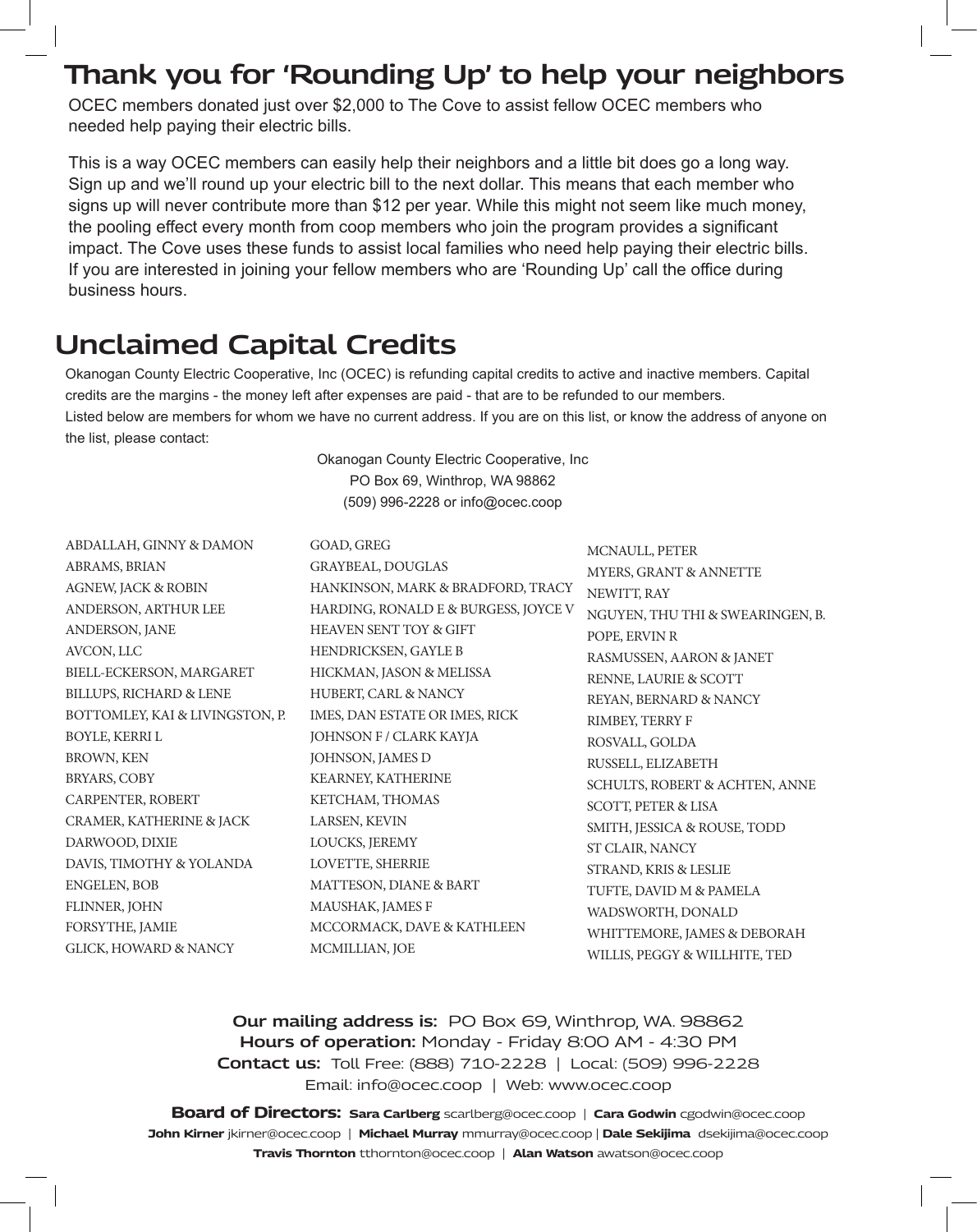## Thank you for 'Rounding Up' to help your neighbors

OCEC members donated just over $2,000 to The Cove to assist fellow OCEC members who needed help paying their electric bills.

This is a way OCEC members can easily help their neighbors and a little bit does go a long way. Sign up and we'll round up your electric bill to the next dollar. This means that each member who signs up will never contribute more than $12 per year. While this might not seem like much money, the pooling effect every month from coop members who join the program provides a significant impact. The Cove uses these funds to assist local families who need help paying their electric bills. If you are interested in joining your fellow members who are 'Rounding Up' call the office during business hours.

## Unclaimed Capital Credits

Okanogan County Electric Cooperative, Inc (OCEC) is refunding capital credits to active and inactive members. Capital credits are the margins - the money left after expenses are paid - that are to be refunded to our members.
Listed below are members for whom we have no current address. If you are on this list, or know the address of anyone on the list, please contact:

Okanogan County Electric Cooperative, Inc
PO Box 69, Winthrop, WA 98862
(509) 996-2228 or info@ocec.coop

ABDALLAH, GINNY & DAMON
ABRAMS, BRIAN
AGNEW, JACK & ROBIN
ANDERSON, ARTHUR LEE
ANDERSON, JANE
AVCON, LLC
BIELL-ECKERSON, MARGARET
BILLUPS, RICHARD & LENE
BOTTOMLEY, KAI & LIVINGSTON, P.
BOYLE, KERRI L
BROWN, KEN
BRYARS, COBY
CARPENTER, ROBERT
CRAMER, KATHERINE & JACK
DARWOOD, DIXIE
DAVIS, TIMOTHY & YOLANDA
ENGELEN, BOB
FLINNER, JOHN
FORSYTHE, JAMIE
GLICK, HOWARD & NANCY
GOAD, GREG
GRAYBEAL, DOUGLAS
HANKINSON, MARK & BRADFORD, TRACY
HARDING, RONALD E & BURGESS, JOYCE V
HEAVEN SENT TOY & GIFT
HENDRICKSEN, GAYLE B
HICKMAN, JASON & MELISSA
HUBERT, CARL & NANCY
IMES, DAN ESTATE OR IMES, RICK
JOHNSON F / CLARK KAYJA
JOHNSON, JAMES D
KEARNEY, KATHERINE
KETCHAM, THOMAS
LARSEN, KEVIN
LOUCKS, JEREMY
LOVETTE, SHERRIE
MATTESON, DIANE & BART
MAUSHAK, JAMES F
MCCORMACK, DAVE & KATHLEEN
MCMILLIAN, JOE
MCNAULL, PETER
MYERS, GRANT & ANNETTE
NEWITT, RAY
NGUYEN, THU THI & SWEARINGEN, B.
POPE, ERVIN R
RASMUSSEN, AARON & JANET
RENNE, LAURIE & SCOTT
REYAN, BERNARD & NANCY
RIMBEY, TERRY F
ROSVALL, GOLDA
RUSSELL, ELIZABETH
SCHULTS, ROBERT & ACHTEN, ANNE
SCOTT, PETER & LISA
SMITH, JESSICA & ROUSE, TODD
ST CLAIR, NANCY
STRAND, KRIS & LESLIE
TUFTE, DAVID M & PAMELA
WADSWORTH, DONALD
WHITTEMORE, JAMES & DEBORAH
WILLIS, PEGGY & WILLHITE, TED

**Our mailing address is:** PO Box 69, Winthrop, WA. 98862
**Hours of operation:** Monday - Friday 8:00 AM - 4:30 PM
**Contact us:** Toll Free: (888) 710-2228 | Local: (509) 996-2228
Email: info@ocec.coop | Web: www.ocec.coop

**Board of Directors:** **Sara Carlberg** scarlberg@ocec.coop | **Cara Godwin** cgodwin@ocec.coop
**John Kirner** jkirner@ocec.coop | **Michael Murray** mmurray@ocec.coop | **Dale Sekijima** dsekijima@ocec.coop
**Travis Thornton** tthornton@ocec.coop | **Alan Watson** awatson@ocec.coop